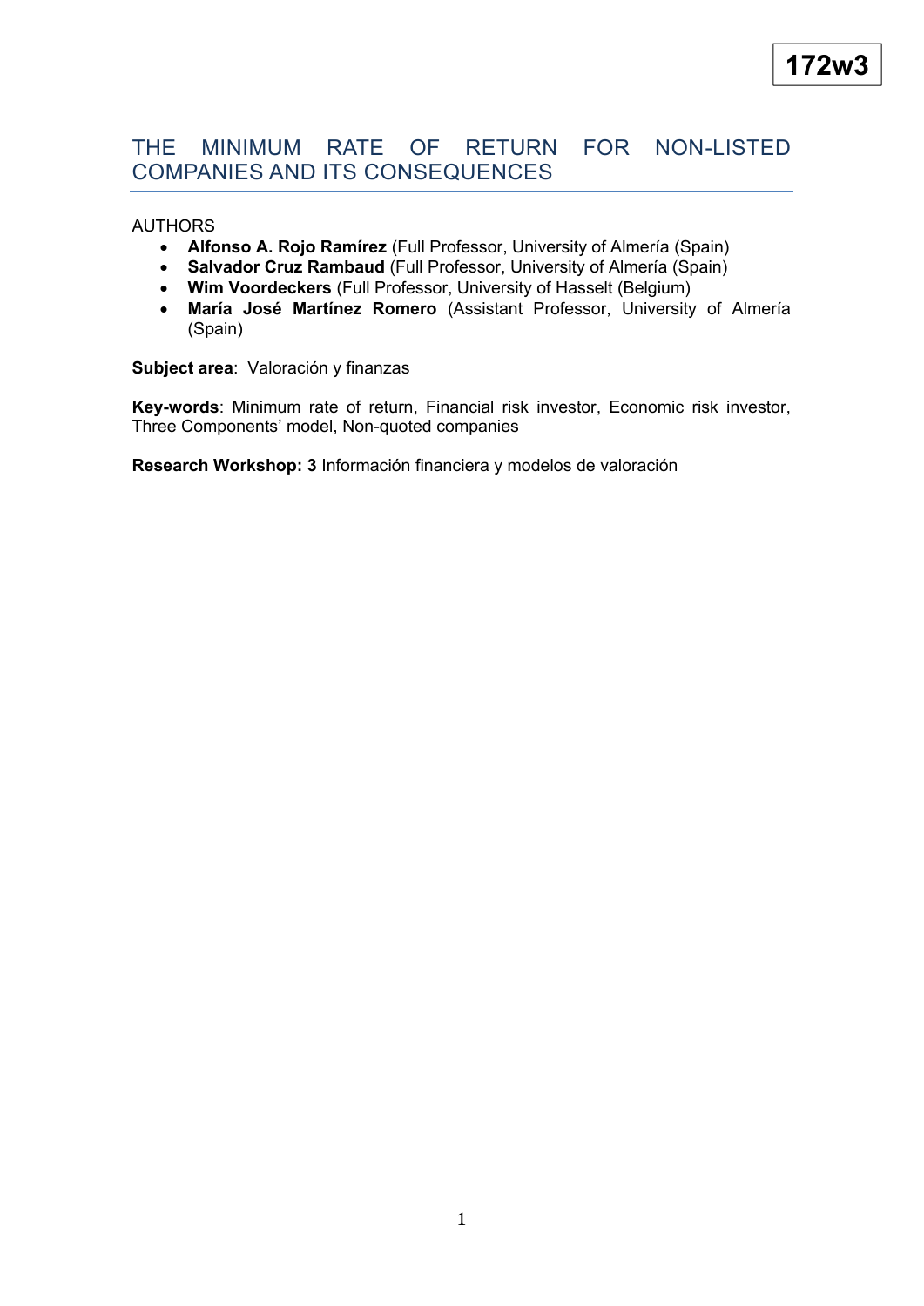172w3

# THE MINIMUM RATE OF RETURN FOR NON-LISTED COMPANIES AND ITS CONSEQUENCES

AUTHORS

- **Alfonso A. Rojo Ramírez** (Full Professor, University of Almería (Spain)
- **Salvador Cruz Rambaud** (Full Professor, University of Almería (Spain)
- **Wim Voordeckers** (Full Professor, University of Hasselt (Belgium)
- **María José Martínez Romero** (Assistant Professor, University of Almería (Spain)

**Subject area**: Valoración y finanzas

**Key-words**: Minimum rate of return, Financial risk investor, Economic risk investor, Three Components' model, Non-quoted companies

**Research Workshop: 3** Información financiera y modelos de valoración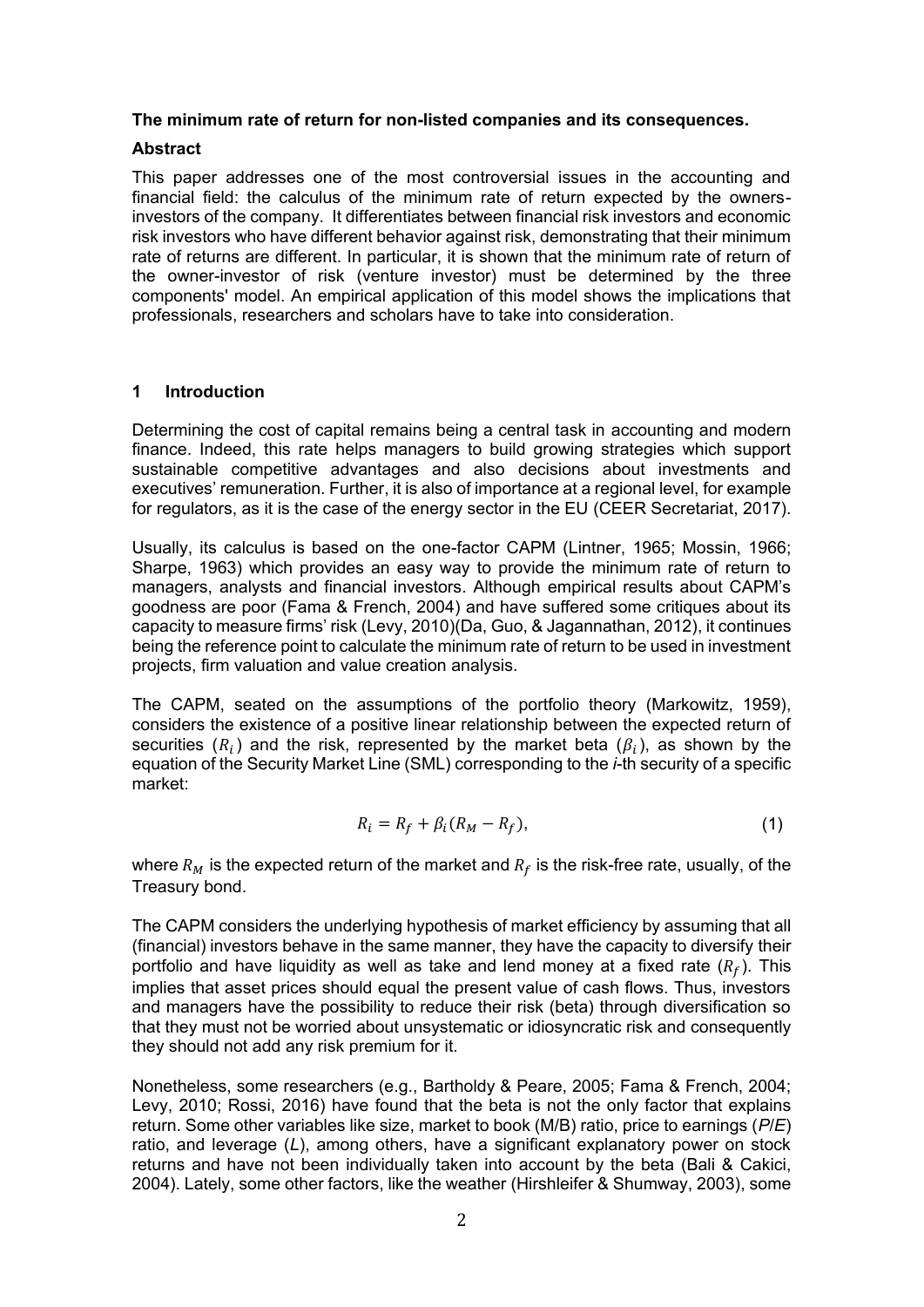**The minimum rate of return for non-listed companies and its consequences.**

**Abstract**

This paper addresses one of the most controversial issues in the accounting and financial field: the calculus of the minimum rate of return expected by the owners-investors of the company. It differentiates between financial risk investors and economic risk investors who have different behavior against risk, demonstrating that their minimum rate of returns are different. In particular, it is shown that the minimum rate of return of the owner-investor of risk (venture investor) must be determined by the three components' model. An empirical application of this model shows the implications that professionals, researchers and scholars have to take into consideration.

## 1 Introduction

Determining the cost of capital remains being a central task in accounting and modern finance. Indeed, this rate helps managers to build growing strategies which support sustainable competitive advantages and also decisions about investments and executives' remuneration. Further, it is also of importance at a regional level, for example for regulators, as it is the case of the energy sector in the EU (CEER Secretariat, 2017).

Usually, its calculus is based on the one-factor CAPM (Lintner, 1965; Mossin, 1966; Sharpe, 1963) which provides an easy way to provide the minimum rate of return to managers, analysts and financial investors. Although empirical results about CAPM's goodness are poor (Fama & French, 2004) and have suffered some critiques about its capacity to measure firms' risk (Levy, 2010)(Da, Guo, & Jagannathan, 2012), it continues being the reference point to calculate the minimum rate of return to be used in investment projects, firm valuation and value creation analysis.

The CAPM, seated on the assumptions of the portfolio theory (Markowitz, 1959), considers the existence of a positive linear relationship between the expected return of securities ($R_i$) and the risk, represented by the market beta ($\beta_i$), as shown by the equation of the Security Market Line (SML) corresponding to the *i*-th security of a specific market:

$$R_i = R_f + \beta_i(R_M - R_f), \tag{1}$$

where $R_M$ is the expected return of the market and $R_f$ is the risk-free rate, usually, of the Treasury bond.

The CAPM considers the underlying hypothesis of market efficiency by assuming that all (financial) investors behave in the same manner, they have the capacity to diversify their portfolio and have liquidity as well as take and lend money at a fixed rate ($R_f$). This implies that asset prices should equal the present value of cash flows. Thus, investors and managers have the possibility to reduce their risk (beta) through diversification so that they must not be worried about unsystematic or idiosyncratic risk and consequently they should not add any risk premium for it.

Nonetheless, some researchers (e.g., Bartholdy & Peare, 2005; Fama & French, 2004; Levy, 2010; Rossi, 2016) have found that the beta is not the only factor that explains return. Some other variables like size, market to book (M/B) ratio, price to earnings (*P*/*E*) ratio, and leverage (*L*), among others, have a significant explanatory power on stock returns and have not been individually taken into account by the beta (Bali & Cakici, 2004). Lately, some other factors, like the weather (Hirshleifer & Shumway, 2003), some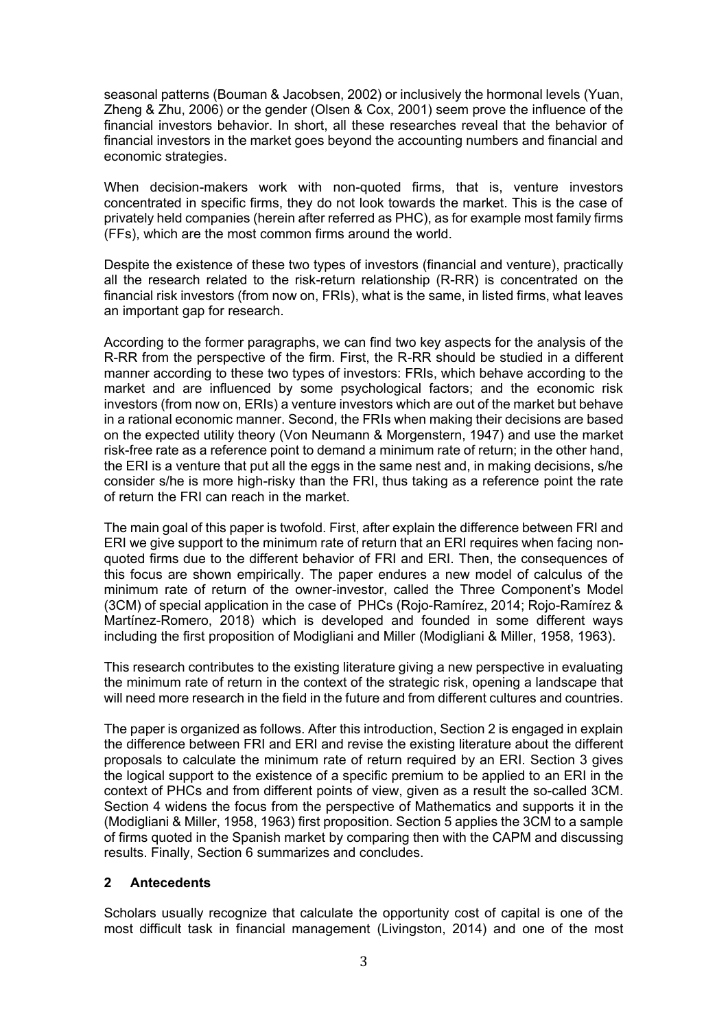seasonal patterns (Bouman & Jacobsen, 2002) or inclusively the hormonal levels (Yuan, Zheng & Zhu, 2006) or the gender (Olsen & Cox, 2001) seem prove the influence of the financial investors behavior. In short, all these researches reveal that the behavior of financial investors in the market goes beyond the accounting numbers and financial and economic strategies.

When decision-makers work with non-quoted firms, that is, venture investors concentrated in specific firms, they do not look towards the market. This is the case of privately held companies (herein after referred as PHC), as for example most family firms (FFs), which are the most common firms around the world.

Despite the existence of these two types of investors (financial and venture), practically all the research related to the risk-return relationship (R-RR) is concentrated on the financial risk investors (from now on, FRIs), what is the same, in listed firms, what leaves an important gap for research.

According to the former paragraphs, we can find two key aspects for the analysis of the R-RR from the perspective of the firm. First, the R-RR should be studied in a different manner according to these two types of investors: FRIs, which behave according to the market and are influenced by some psychological factors; and the economic risk investors (from now on, ERIs) a venture investors which are out of the market but behave in a rational economic manner. Second, the FRIs when making their decisions are based on the expected utility theory (Von Neumann & Morgenstern, 1947) and use the market risk-free rate as a reference point to demand a minimum rate of return; in the other hand, the ERI is a venture that put all the eggs in the same nest and, in making decisions, s/he consider s/he is more high-risky than the FRI, thus taking as a reference point the rate of return the FRI can reach in the market.

The main goal of this paper is twofold. First, after explain the difference between FRI and ERI we give support to the minimum rate of return that an ERI requires when facing non-quoted firms due to the different behavior of FRI and ERI. Then, the consequences of this focus are shown empirically. The paper endures a new model of calculus of the minimum rate of return of the owner-investor, called the Three Component's Model (3CM) of special application in the case of PHCs (Rojo-Ramírez, 2014; Rojo-Ramírez & Martínez-Romero, 2018) which is developed and founded in some different ways including the first proposition of Modigliani and Miller (Modigliani & Miller, 1958, 1963).

This research contributes to the existing literature giving a new perspective in evaluating the minimum rate of return in the context of the strategic risk, opening a landscape that will need more research in the field in the future and from different cultures and countries.

The paper is organized as follows. After this introduction, Section 2 is engaged in explain the difference between FRI and ERI and revise the existing literature about the different proposals to calculate the minimum rate of return required by an ERI. Section 3 gives the logical support to the existence of a specific premium to be applied to an ERI in the context of PHCs and from different points of view, given as a result the so-called 3CM. Section 4 widens the focus from the perspective of Mathematics and supports it in the (Modigliani & Miller, 1958, 1963) first proposition. Section 5 applies the 3CM to a sample of firms quoted in the Spanish market by comparing then with the CAPM and discussing results. Finally, Section 6 summarizes and concludes.

## 2 Antecedents

Scholars usually recognize that calculate the opportunity cost of capital is one of the most difficult task in financial management (Livingston, 2014) and one of the most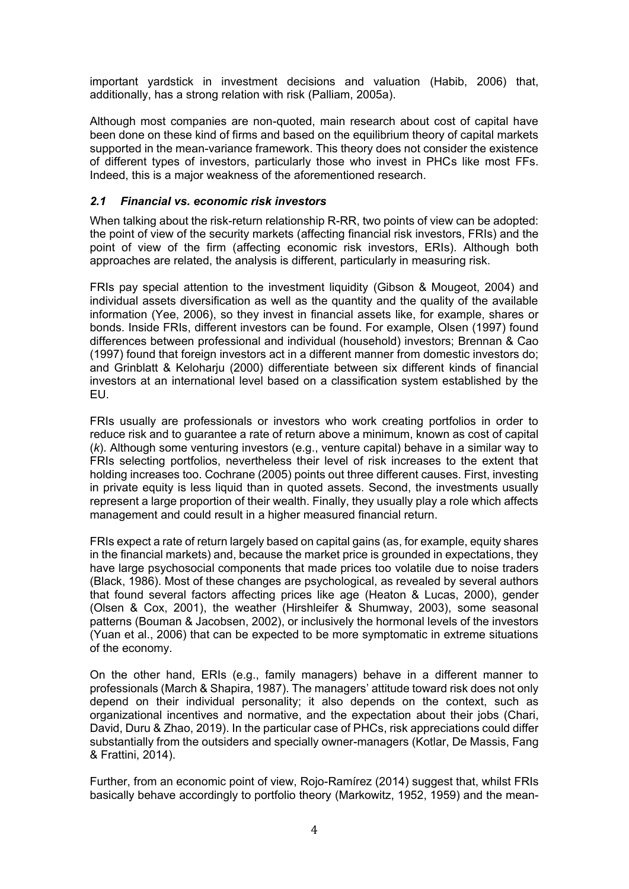important yardstick in investment decisions and valuation (Habib, 2006) that, additionally, has a strong relation with risk (Palliam, 2005a).

Although most companies are non-quoted, main research about cost of capital have been done on these kind of firms and based on the equilibrium theory of capital markets supported in the mean-variance framework. This theory does not consider the existence of different types of investors, particularly those who invest in PHCs like most FFs. Indeed, this is a major weakness of the aforementioned research.

### *2.1 Financial vs. economic risk investors*

When talking about the risk-return relationship R-RR, two points of view can be adopted: the point of view of the security markets (affecting financial risk investors, FRIs) and the point of view of the firm (affecting economic risk investors, ERIs). Although both approaches are related, the analysis is different, particularly in measuring risk.

FRIs pay special attention to the investment liquidity (Gibson & Mougeot, 2004) and individual assets diversification as well as the quantity and the quality of the available information (Yee, 2006), so they invest in financial assets like, for example, shares or bonds. Inside FRIs, different investors can be found. For example, Olsen (1997) found differences between professional and individual (household) investors; Brennan & Cao (1997) found that foreign investors act in a different manner from domestic investors do; and Grinblatt & Keloharju (2000) differentiate between six different kinds of financial investors at an international level based on a classification system established by the EU.

FRIs usually are professionals or investors who work creating portfolios in order to reduce risk and to guarantee a rate of return above a minimum, known as cost of capital ($k$). Although some venturing investors (e.g., venture capital) behave in a similar way to FRIs selecting portfolios, nevertheless their level of risk increases to the extent that holding increases too. Cochrane (2005) points out three different causes. First, investing in private equity is less liquid than in quoted assets. Second, the investments usually represent a large proportion of their wealth. Finally, they usually play a role which affects management and could result in a higher measured financial return.

FRIs expect a rate of return largely based on capital gains (as, for example, equity shares in the financial markets) and, because the market price is grounded in expectations, they have large psychosocial components that made prices too volatile due to noise traders (Black, 1986). Most of these changes are psychological, as revealed by several authors that found several factors affecting prices like age (Heaton & Lucas, 2000), gender (Olsen & Cox, 2001), the weather (Hirshleifer & Shumway, 2003), some seasonal patterns (Bouman & Jacobsen, 2002), or inclusively the hormonal levels of the investors (Yuan et al., 2006) that can be expected to be more symptomatic in extreme situations of the economy.

On the other hand, ERIs (e.g., family managers) behave in a different manner to professionals (March & Shapira, 1987). The managers' attitude toward risk does not only depend on their individual personality; it also depends on the context, such as organizational incentives and normative, and the expectation about their jobs (Chari, David, Duru & Zhao, 2019). In the particular case of PHCs, risk appreciations could differ substantially from the outsiders and specially owner-managers (Kotlar, De Massis, Fang & Frattini, 2014).

Further, from an economic point of view, Rojo-Ramírez (2014) suggest that, whilst FRIs basically behave accordingly to portfolio theory (Markowitz, 1952, 1959) and the mean-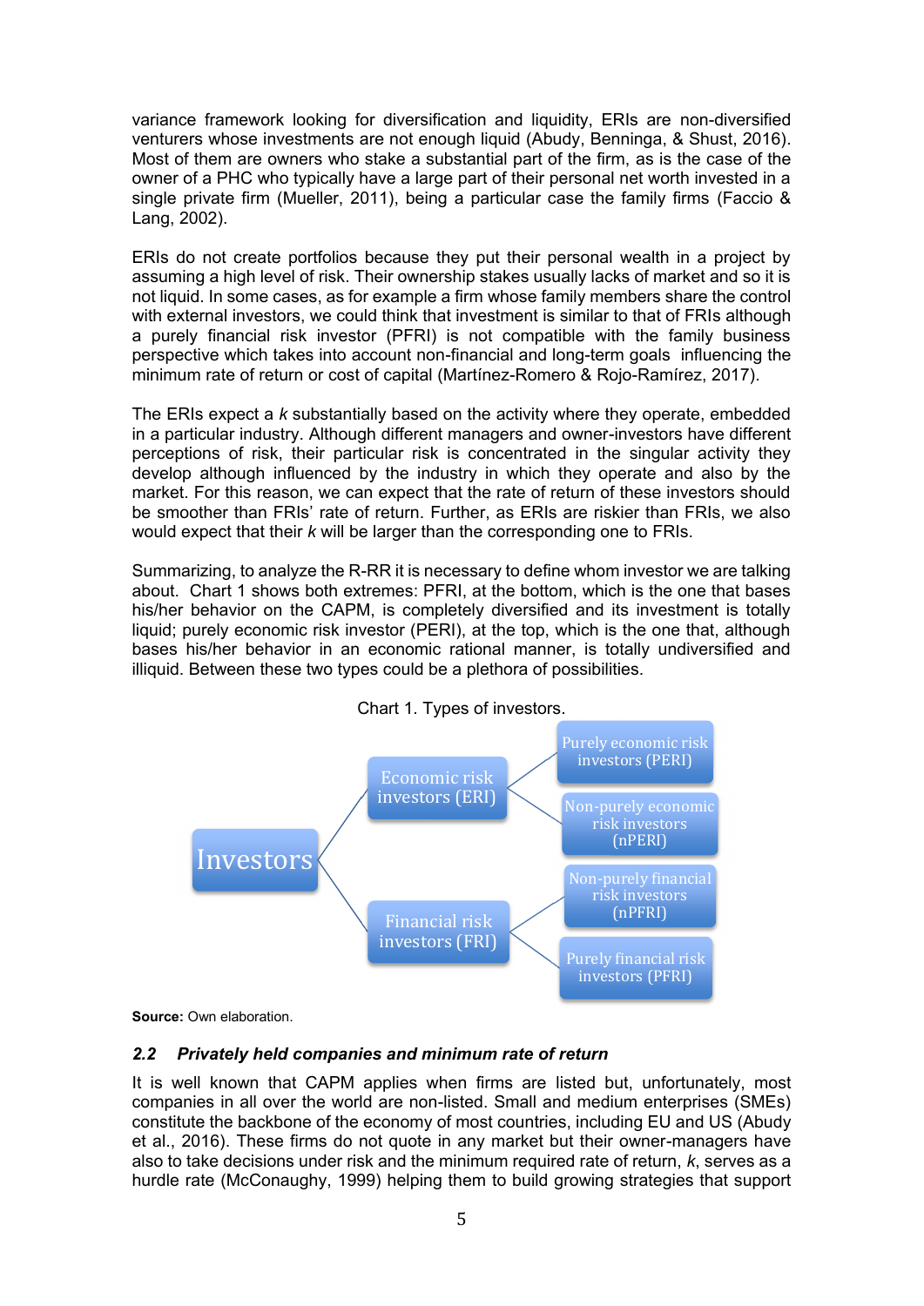variance framework looking for diversification and liquidity, ERIs are non-diversified venturers whose investments are not enough liquid (Abudy, Benninga, & Shust, 2016). Most of them are owners who stake a substantial part of the firm, as is the case of the owner of a PHC who typically have a large part of their personal net worth invested in a single private firm (Mueller, 2011), being a particular case the family firms (Faccio & Lang, 2002).

ERIs do not create portfolios because they put their personal wealth in a project by assuming a high level of risk. Their ownership stakes usually lacks of market and so it is not liquid. In some cases, as for example a firm whose family members share the control with external investors, we could think that investment is similar to that of FRIs although a purely financial risk investor (PFRI) is not compatible with the family business perspective which takes into account non-financial and long-term goals influencing the minimum rate of return or cost of capital (Martínez-Romero & Rojo-Ramírez, 2017).

The ERIs expect a *k* substantially based on the activity where they operate, embedded in a particular industry. Although different managers and owner-investors have different perceptions of risk, their particular risk is concentrated in the singular activity they develop although influenced by the industry in which they operate and also by the market. For this reason, we can expect that the rate of return of these investors should be smoother than FRIs' rate of return. Further, as ERIs are riskier than FRIs, we also would expect that their *k* will be larger than the corresponding one to FRIs.

Summarizing, to analyze the R-RR it is necessary to define whom investor we are talking about. Chart 1 shows both extremes: PFRI, at the bottom, which is the one that bases his/her behavior on the CAPM, is completely diversified and its investment is totally liquid; purely economic risk investor (PERI), at the top, which is the one that, although bases his/her behavior in an economic rational manner, is totally undiversified and illiquid. Between these two types could be a plethora of possibilities.

Chart 1. Types of investors.

- Investors
  - Economic risk investors (ERI)
    - Purely economic risk investors (PERI)
    - Non-purely economic risk investors (nPERI)
  - Financial risk investors (FRI)
    - Non-purely financial risk investors (nPFRI)
    - Purely financial risk investors (PFRI)

**Source:** Own elaboration.

### *2.2 Privately held companies and minimum rate of return*

It is well known that CAPM applies when firms are listed but, unfortunately, most companies in all over the world are non-listed. Small and medium enterprises (SMEs) constitute the backbone of the economy of most countries, including EU and US (Abudy et al., 2016). These firms do not quote in any market but their owner-managers have also to take decisions under risk and the minimum required rate of return, *k*, serves as a hurdle rate (McConaughy, 1999) helping them to build growing strategies that support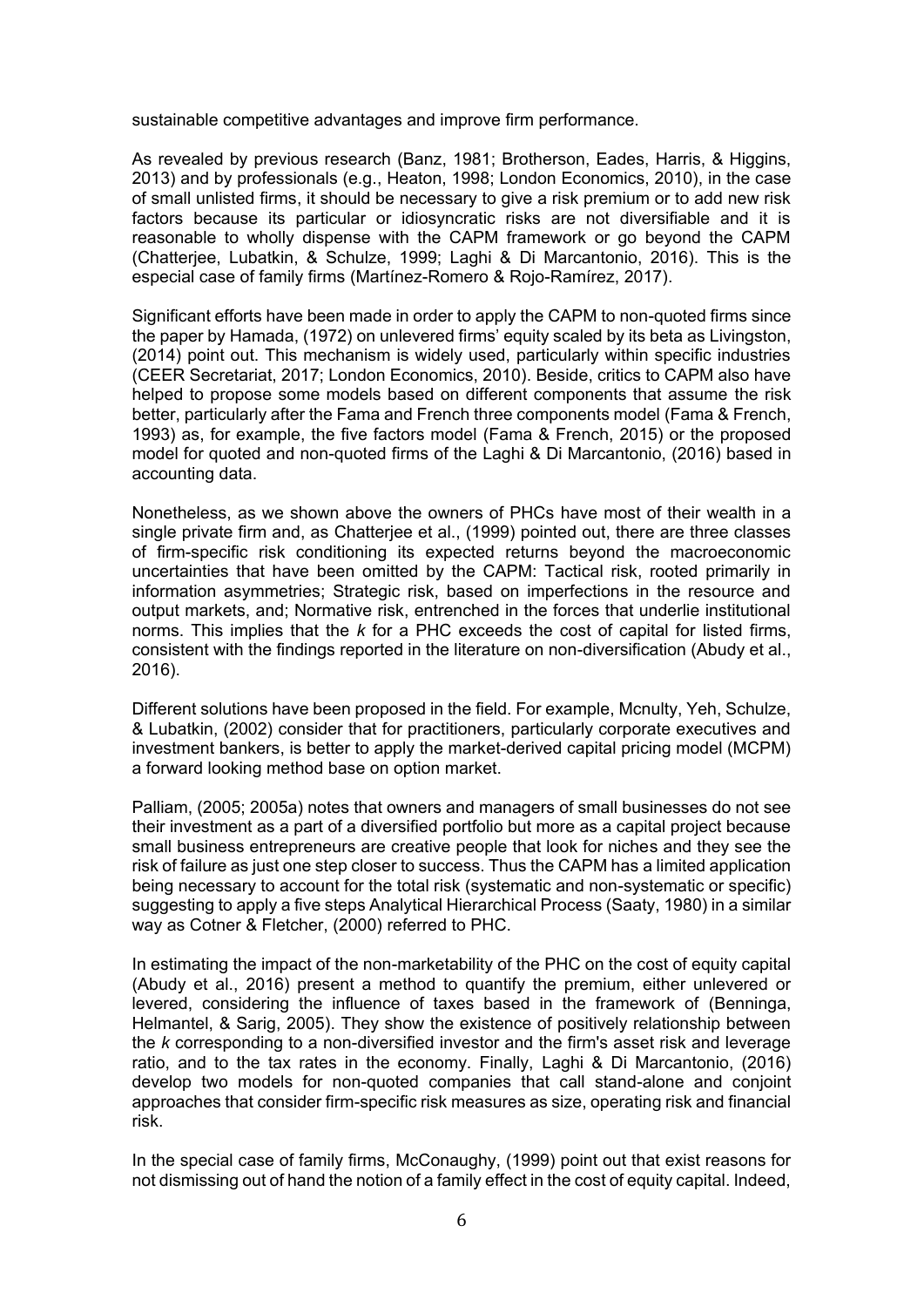sustainable competitive advantages and improve firm performance.

As revealed by previous research (Banz, 1981; Brotherson, Eades, Harris, & Higgins, 2013) and by professionals (e.g., Heaton, 1998; London Economics, 2010), in the case of small unlisted firms, it should be necessary to give a risk premium or to add new risk factors because its particular or idiosyncratic risks are not diversifiable and it is reasonable to wholly dispense with the CAPM framework or go beyond the CAPM (Chatterjee, Lubatkin, & Schulze, 1999; Laghi & Di Marcantonio, 2016). This is the especial case of family firms (Martínez-Romero & Rojo-Ramírez, 2017).

Significant efforts have been made in order to apply the CAPM to non-quoted firms since the paper by Hamada, (1972) on unlevered firms' equity scaled by its beta as Livingston, (2014) point out. This mechanism is widely used, particularly within specific industries (CEER Secretariat, 2017; London Economics, 2010). Beside, critics to CAPM also have helped to propose some models based on different components that assume the risk better, particularly after the Fama and French three components model (Fama & French, 1993) as, for example, the five factors model (Fama & French, 2015) or the proposed model for quoted and non-quoted firms of the Laghi & Di Marcantonio, (2016) based in accounting data.

Nonetheless, as we shown above the owners of PHCs have most of their wealth in a single private firm and, as Chatterjee et al., (1999) pointed out, there are three classes of firm-specific risk conditioning its expected returns beyond the macroeconomic uncertainties that have been omitted by the CAPM: Tactical risk, rooted primarily in information asymmetries; Strategic risk, based on imperfections in the resource and output markets, and; Normative risk, entrenched in the forces that underlie institutional norms. This implies that the *k* for a PHC exceeds the cost of capital for listed firms, consistent with the findings reported in the literature on non-diversification (Abudy et al., 2016).

Different solutions have been proposed in the field. For example, Mcnulty, Yeh, Schulze, & Lubatkin, (2002) consider that for practitioners, particularly corporate executives and investment bankers, is better to apply the market-derived capital pricing model (MCPM) a forward looking method base on option market.

Palliam, (2005; 2005a) notes that owners and managers of small businesses do not see their investment as a part of a diversified portfolio but more as a capital project because small business entrepreneurs are creative people that look for niches and they see the risk of failure as just one step closer to success. Thus the CAPM has a limited application being necessary to account for the total risk (systematic and non-systematic or specific) suggesting to apply a five steps Analytical Hierarchical Process (Saaty, 1980) in a similar way as Cotner & Fletcher, (2000) referred to PHC.

In estimating the impact of the non-marketability of the PHC on the cost of equity capital (Abudy et al., 2016) present a method to quantify the premium, either unlevered or levered, considering the influence of taxes based in the framework of (Benninga, Helmantel, & Sarig, 2005). They show the existence of positively relationship between the *k* corresponding to a non-diversified investor and the firm's asset risk and leverage ratio, and to the tax rates in the economy. Finally, Laghi & Di Marcantonio, (2016) develop two models for non-quoted companies that call stand-alone and conjoint approaches that consider firm-specific risk measures as size, operating risk and financial risk.

In the special case of family firms, McConaughy, (1999) point out that exist reasons for not dismissing out of hand the notion of a family effect in the cost of equity capital. Indeed,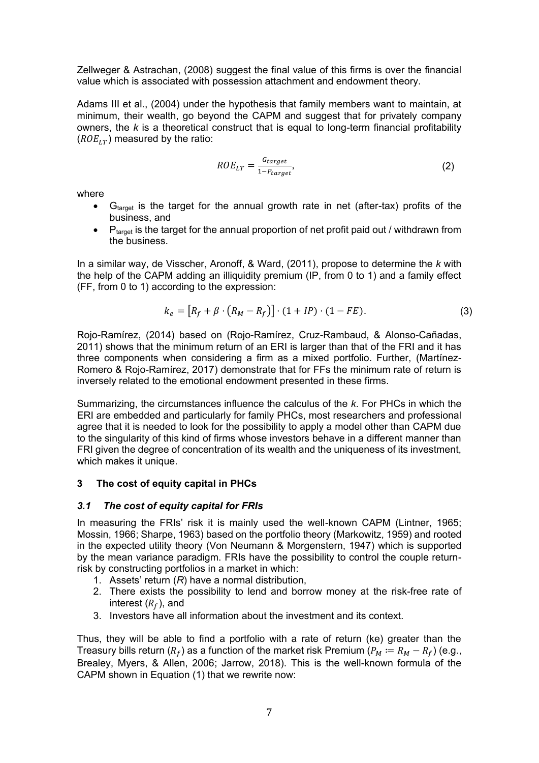Zellweger & Astrachan, (2008) suggest the final value of this firms is over the financial value which is associated with possession attachment and endowment theory.

Adams III et al., (2004) under the hypothesis that family members want to maintain, at minimum, their wealth, go beyond the CAPM and suggest that for privately company owners, the *k* is a theoretical construct that is equal to long-term financial profitability ($ROE_{LT}$) measured by the ratio:

$$ROE_{LT} = \frac{G_{target}}{1 - P_{target}}, \tag{2}$$

where

- $G_{target}$ is the target for the annual growth rate in net (after-tax) profits of the business, and
- $P_{target}$ is the target for the annual proportion of net profit paid out / withdrawn from the business.

In a similar way, de Visscher, Aronoff, & Ward, (2011), propose to determine the *k* with the help of the CAPM adding an illiquidity premium (IP, from 0 to 1) and a family effect (FF, from 0 to 1) according to the expression:

$$k_e = \left[R_f + \beta \cdot \left(R_M - R_f\right)\right] \cdot (1 + IP) \cdot (1 - FE). \tag{3}$$

Rojo-Ramírez, (2014) based on (Rojo-Ramírez, Cruz-Rambaud, & Alonso-Cañadas, 2011) shows that the minimum return of an ERI is larger than that of the FRI and it has three components when considering a firm as a mixed portfolio. Further, (Martínez-Romero & Rojo-Ramírez, 2017) demonstrate that for FFs the minimum rate of return is inversely related to the emotional endowment presented in these firms.

Summarizing, the circumstances influence the calculus of the *k*. For PHCs in which the ERI are embedded and particularly for family PHCs, most researchers and professional agree that it is needed to look for the possibility to apply a model other than CAPM due to the singularity of this kind of firms whose investors behave in a different manner than FRI given the degree of concentration of its wealth and the uniqueness of its investment, which makes it unique.

## 3 The cost of equity capital in PHCs

### *3.1 The cost of equity capital for FRIs*

In measuring the FRIs' risk it is mainly used the well-known CAPM (Lintner, 1965; Mossin, 1966; Sharpe, 1963) based on the portfolio theory (Markowitz, 1959) and rooted in the expected utility theory (Von Neumann & Morgenstern, 1947) which is supported by the mean variance paradigm. FRIs have the possibility to control the couple return-risk by constructing portfolios in a market in which:

1. Assets' return (*R*) have a normal distribution,
2. There exists the possibility to lend and borrow money at the risk-free rate of interest ($R_f$), and
3. Investors have all information about the investment and its context.

Thus, they will be able to find a portfolio with a rate of return (ke) greater than the Treasury bills return ($R_f$) as a function of the market risk Premium ($P_M \coloneqq R_M - R_f$) (e.g., Brealey, Myers, & Allen, 2006; Jarrow, 2018). This is the well-known formula of the CAPM shown in Equation (1) that we rewrite now: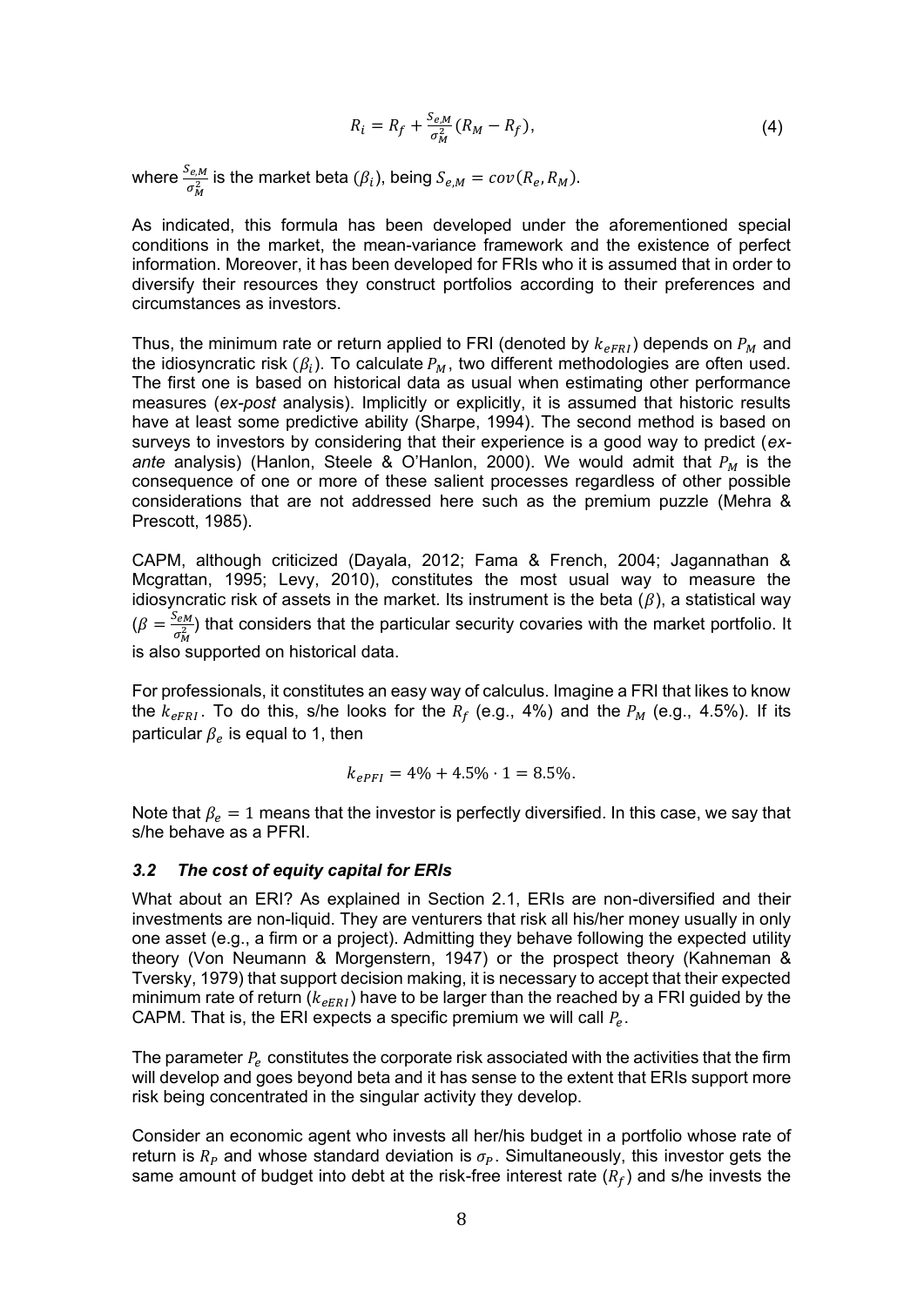$$R_i = R_f + \frac{S_{e,M}}{\sigma_M^2}(R_M - R_f), \tag{4}$$

where $\frac{S_{e,M}}{\sigma_M^2}$ is the market beta ($\beta_i$), being $S_{e,M} = cov(R_e, R_M)$.

As indicated, this formula has been developed under the aforementioned special conditions in the market, the mean-variance framework and the existence of perfect information. Moreover, it has been developed for FRIs who it is assumed that in order to diversify their resources they construct portfolios according to their preferences and circumstances as investors.

Thus, the minimum rate or return applied to FRI (denoted by $k_{eFRI}$) depends on $P_M$ and the idiosyncratic risk ($\beta_i$). To calculate $P_M$, two different methodologies are often used. The first one is based on historical data as usual when estimating other performance measures (*ex-post* analysis). Implicitly or explicitly, it is assumed that historic results have at least some predictive ability (Sharpe, 1994). The second method is based on surveys to investors by considering that their experience is a good way to predict (*ex-ante* analysis) (Hanlon, Steele & O'Hanlon, 2000). We would admit that $P_M$ is the consequence of one or more of these salient processes regardless of other possible considerations that are not addressed here such as the premium puzzle (Mehra & Prescott, 1985).

CAPM, although criticized (Dayala, 2012; Fama & French, 2004; Jagannathan & Mcgrattan, 1995; Levy, 2010), constitutes the most usual way to measure the idiosyncratic risk of assets in the market. Its instrument is the beta ($\beta$), a statistical way ($\beta = \frac{S_{eM}}{\sigma_M^2}$) that considers that the particular security covaries with the market portfolio. It is also supported on historical data.

For professionals, it constitutes an easy way of calculus. Imagine a FRI that likes to know the $k_{eFRI}$. To do this, s/he looks for the $R_f$ (e.g., 4%) and the $P_M$ (e.g., 4.5%). If its particular $\beta_e$ is equal to 1, then

$$k_{ePFI} = 4\% + 4.5\% \cdot 1 = 8.5\%.$$

Note that $\beta_e = 1$ means that the investor is perfectly diversified. In this case, we say that s/he behave as a PFRI.

### *3.2 The cost of equity capital for ERIs*

What about an ERI? As explained in Section 2.1, ERIs are non-diversified and their investments are non-liquid. They are venturers that risk all his/her money usually in only one asset (e.g., a firm or a project). Admitting they behave following the expected utility theory (Von Neumann & Morgenstern, 1947) or the prospect theory (Kahneman & Tversky, 1979) that support decision making, it is necessary to accept that their expected minimum rate of return ($k_{eERI}$) have to be larger than the reached by a FRI guided by the CAPM. That is, the ERI expects a specific premium we will call $P_e$.

The parameter $P_e$ constitutes the corporate risk associated with the activities that the firm will develop and goes beyond beta and it has sense to the extent that ERIs support more risk being concentrated in the singular activity they develop.

Consider an economic agent who invests all her/his budget in a portfolio whose rate of return is $R_P$ and whose standard deviation is $\sigma_P$. Simultaneously, this investor gets the same amount of budget into debt at the risk-free interest rate ($R_f$) and s/he invests the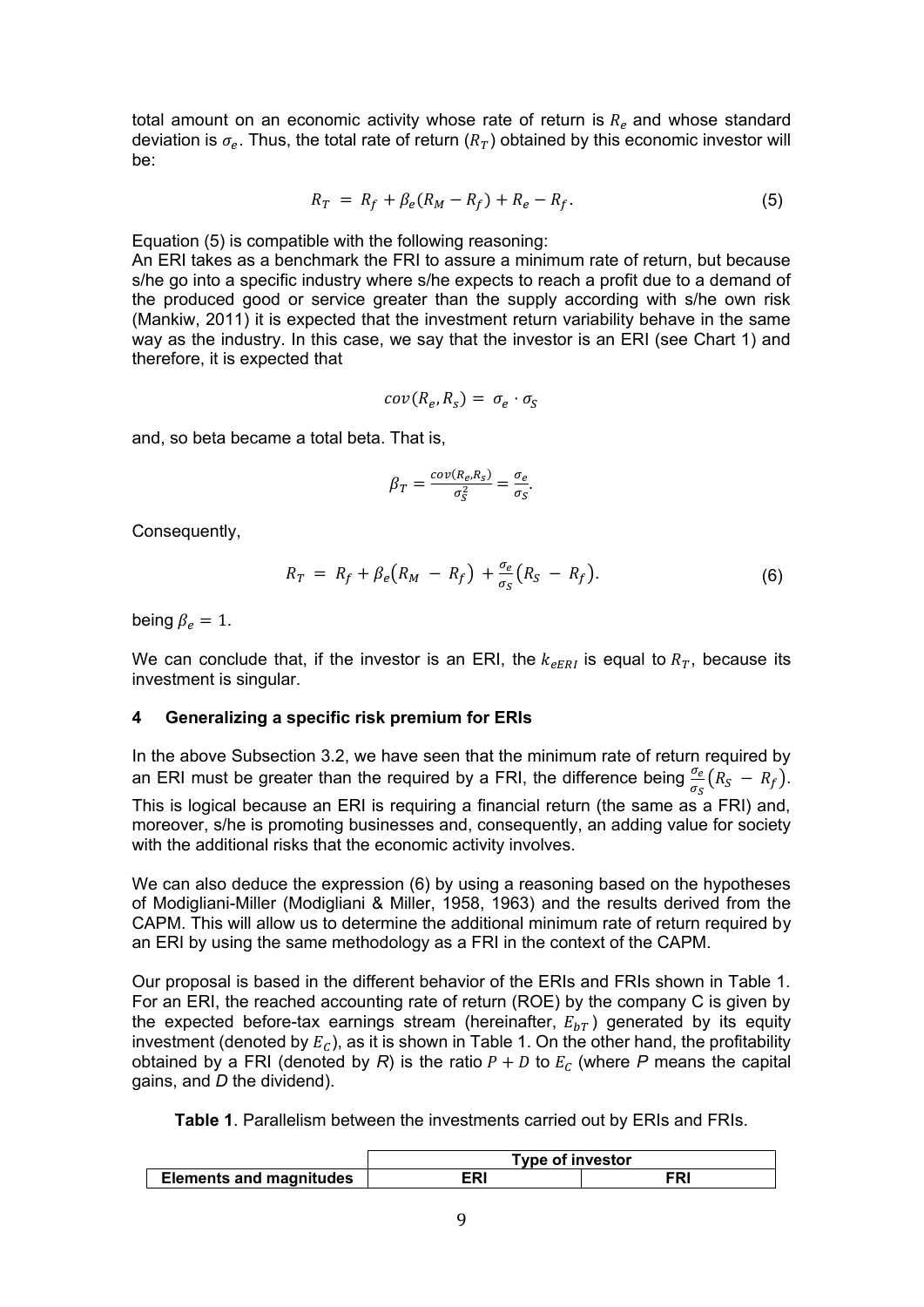total amount on an economic activity whose rate of return is $R_e$ and whose standard deviation is $\sigma_e$. Thus, the total rate of return ($R_T$) obtained by this economic investor will be:

$$R_T = R_f + \beta_e(R_M - R_f) + R_e - R_f. \tag{5}$$

Equation (5) is compatible with the following reasoning:

An ERI takes as a benchmark the FRI to assure a minimum rate of return, but because s/he go into a specific industry where s/he expects to reach a profit due to a demand of the produced good or service greater than the supply according with s/he own risk (Mankiw, 2011) it is expected that the investment return variability behave in the same way as the industry. In this case, we say that the investor is an ERI (see Chart 1) and therefore, it is expected that

$$cov(R_e, R_s) = \sigma_e \cdot \sigma_S$$

and, so beta became a total beta. That is,

$$\beta_T = \frac{cov(R_e, R_s)}{\sigma_S^2} = \frac{\sigma_e}{\sigma_S}.$$

Consequently,

$$R_T = R_f + \beta_e\left(R_M - R_f\right) + \frac{\sigma_e}{\sigma_S}\left(R_S - R_f\right). \tag{6}$$

being $\beta_e = 1$.

We can conclude that, if the investor is an ERI, the $k_{eERI}$ is equal to $R_T$, because its investment is singular.

## 4 Generalizing a specific risk premium for ERIs

In the above Subsection 3.2, we have seen that the minimum rate of return required by an ERI must be greater than the required by a FRI, the difference being $\frac{\sigma_e}{\sigma_S}\left(R_S - R_f\right)$. This is logical because an ERI is requiring a financial return (the same as a FRI) and, moreover, s/he is promoting businesses and, consequently, an adding value for society with the additional risks that the economic activity involves.

We can also deduce the expression (6) by using a reasoning based on the hypotheses of Modigliani-Miller (Modigliani & Miller, 1958, 1963) and the results derived from the CAPM. This will allow us to determine the additional minimum rate of return required by an ERI by using the same methodology as a FRI in the context of the CAPM.

Our proposal is based in the different behavior of the ERIs and FRIs shown in Table 1. For an ERI, the reached accounting rate of return (ROE) by the company C is given by the expected before-tax earnings stream (hereinafter, $E_{bT}$) generated by its equity investment (denoted by $E_C$), as it is shown in Table 1. On the other hand, the profitability obtained by a FRI (denoted by *R*) is the ratio $P + D$ to $E_C$ (where *P* means the capital gains, and *D* the dividend).

**Table 1**. Parallelism between the investments carried out by ERIs and FRIs.

| | Type of investor | |
|---|---|---|
| **Elements and magnitudes** | **ERI** | **FRI** |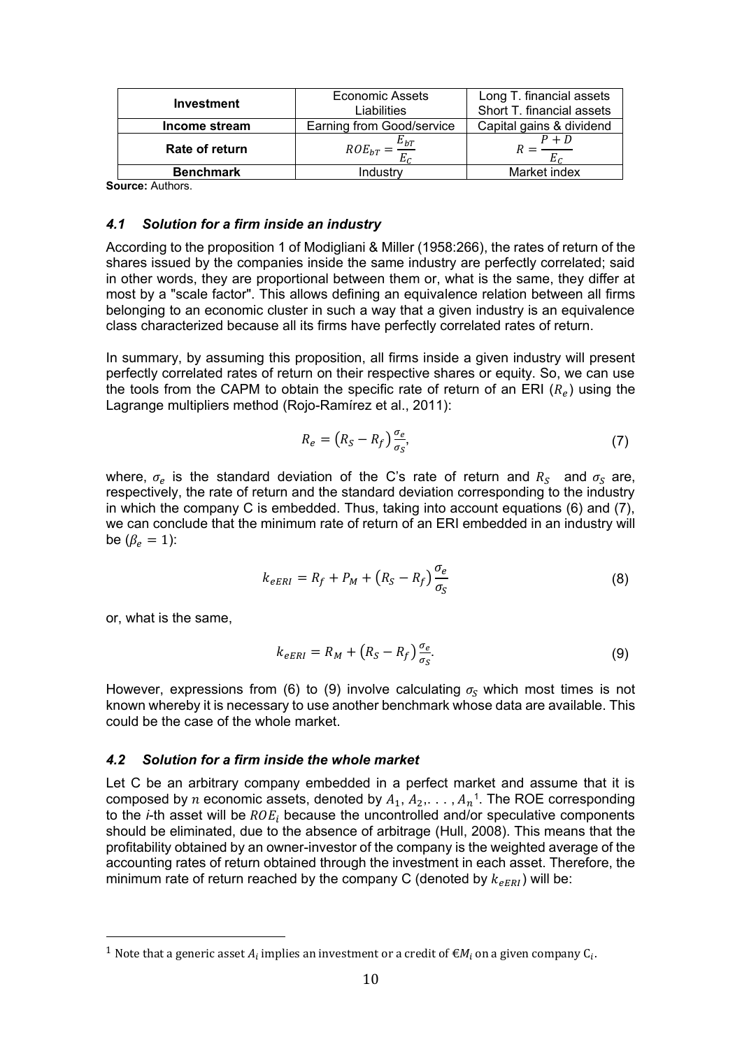| Investment | Economic Assets<br>Liabilities | Long T. financial assets<br>Short T. financial assets |
|---|---|---|
| **Income stream** | Earning from Good/service | Capital gains & dividend |
| **Rate of return** | $ROE_{bT} = \frac{E_{bT}}{E_C}$ | $R = \frac{P + D}{E_C}$ |
| **Benchmark** | Industry | Market index |

**Source:** Authors.

### *4.1 Solution for a firm inside an industry*

According to the proposition 1 of Modigliani & Miller (1958:266), the rates of return of the shares issued by the companies inside the same industry are perfectly correlated; said in other words, they are proportional between them or, what is the same, they differ at most by a "scale factor". This allows defining an equivalence relation between all firms belonging to an economic cluster in such a way that a given industry is an equivalence class characterized because all its firms have perfectly correlated rates of return.

In summary, by assuming this proposition, all firms inside a given industry will present perfectly correlated rates of return on their respective shares or equity. So, we can use the tools from the CAPM to obtain the specific rate of return of an ERI ($R_e$) using the Lagrange multipliers method (Rojo-Ramírez et al., 2011):

$$R_e = \left(R_S - R_f\right)\frac{\sigma_e}{\sigma_S}, \tag{7}$$

where, $\sigma_e$ is the standard deviation of the C's rate of return and $R_S$ and $\sigma_S$ are, respectively, the rate of return and the standard deviation corresponding to the industry in which the company C is embedded. Thus, taking into account equations (6) and (7), we can conclude that the minimum rate of return of an ERI embedded in an industry will be ($\beta_e = 1$):

$$k_{eERI} = R_f + P_M + \left(R_S - R_f\right)\frac{\sigma_e}{\sigma_S} \tag{8}$$

or, what is the same,

$$k_{eERI} = R_M + \left(R_S - R_f\right)\frac{\sigma_e}{\sigma_S}. \tag{9}$$

However, expressions from (6) to (9) involve calculating $\sigma_S$ which most times is not known whereby it is necessary to use another benchmark whose data are available. This could be the case of the whole market.

### *4.2 Solution for a firm inside the whole market*

Let C be an arbitrary company embedded in a perfect market and assume that it is composed by $n$ economic assets, denoted by $A_1, A_2, \ldots, A_n$[1]. The ROE corresponding to the *i*-th asset will be $ROE_i$ because the uncontrolled and/or speculative components should be eliminated, due to the absence of arbitrage (Hull, 2008). This means that the profitability obtained by an owner-investor of the company is the weighted average of the accounting rates of return obtained through the investment in each asset. Therefore, the minimum rate of return reached by the company C (denoted by $k_{eERI}$) will be:

[1] Note that a generic asset $A_i$ implies an investment or a credit of €$M_i$ on a given company $C_i$.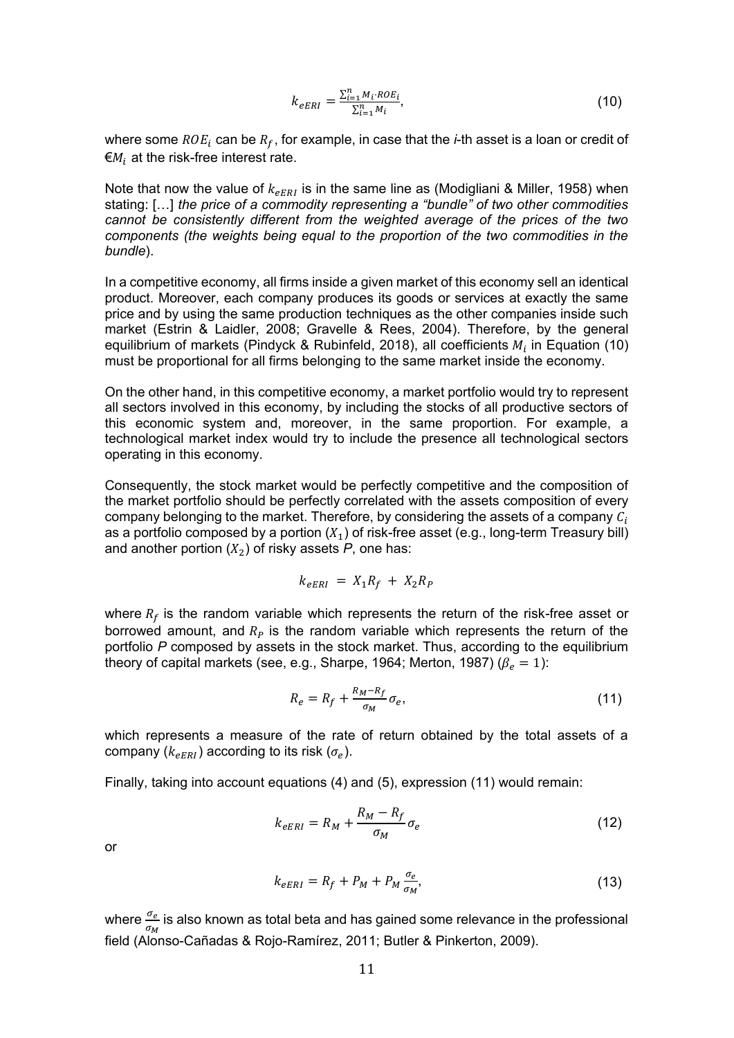$$k_{eERI} = \frac{\sum_{i=1}^{n} M_i \cdot ROE_i}{\sum_{i=1}^{n} M_i}, \tag{10}$$

where some $ROE_i$ can be $R_f$, for example, in case that the *i*-th asset is a loan or credit of €$M_i$ at the risk-free interest rate.

Note that now the value of $k_{eERI}$ is in the same line as (Modigliani & Miller, 1958) when stating: […] *the price of a commodity representing a "bundle" of two other commodities cannot be consistently different from the weighted average of the prices of the two components (the weights being equal to the proportion of the two commodities in the bundle*).

In a competitive economy, all firms inside a given market of this economy sell an identical product. Moreover, each company produces its goods or services at exactly the same price and by using the same production techniques as the other companies inside such market (Estrin & Laidler, 2008; Gravelle & Rees, 2004). Therefore, by the general equilibrium of markets (Pindyck & Rubinfeld, 2018), all coefficients $M_i$ in Equation (10) must be proportional for all firms belonging to the same market inside the economy.

On the other hand, in this competitive economy, a market portfolio would try to represent all sectors involved in this economy, by including the stocks of all productive sectors of this economic system and, moreover, in the same proportion. For example, a technological market index would try to include the presence all technological sectors operating in this economy.

Consequently, the stock market would be perfectly competitive and the composition of the market portfolio should be perfectly correlated with the assets composition of every company belonging to the market. Therefore, by considering the assets of a company $C_i$ as a portfolio composed by a portion ($X_1$) of risk-free asset (e.g., long-term Treasury bill) and another portion ($X_2$) of risky assets *P*, one has:

$$k_{eERI} = X_1 R_f + X_2 R_P$$

where $R_f$ is the random variable which represents the return of the risk-free asset or borrowed amount, and $R_P$ is the random variable which represents the return of the portfolio *P* composed by assets in the stock market. Thus, according to the equilibrium theory of capital markets (see, e.g., Sharpe, 1964; Merton, 1987) ($\beta_e = 1$):

$$R_e = R_f + \frac{R_M - R_f}{\sigma_M}\sigma_e, \tag{11}$$

which represents a measure of the rate of return obtained by the total assets of a company ($k_{eERI}$) according to its risk ($\sigma_e$).

Finally, taking into account equations (4) and (5), expression (11) would remain:

$$k_{eERI} = R_M + \frac{R_M - R_f}{\sigma_M}\sigma_e \tag{12}$$

or

$$k_{eERI} = R_f + P_M + P_M \frac{\sigma_e}{\sigma_M}, \tag{13}$$

where $\frac{\sigma_e}{\sigma_M}$ is also known as total beta and has gained some relevance in the professional field (Alonso-Cañadas & Rojo-Ramírez, 2011; Butler & Pinkerton, 2009).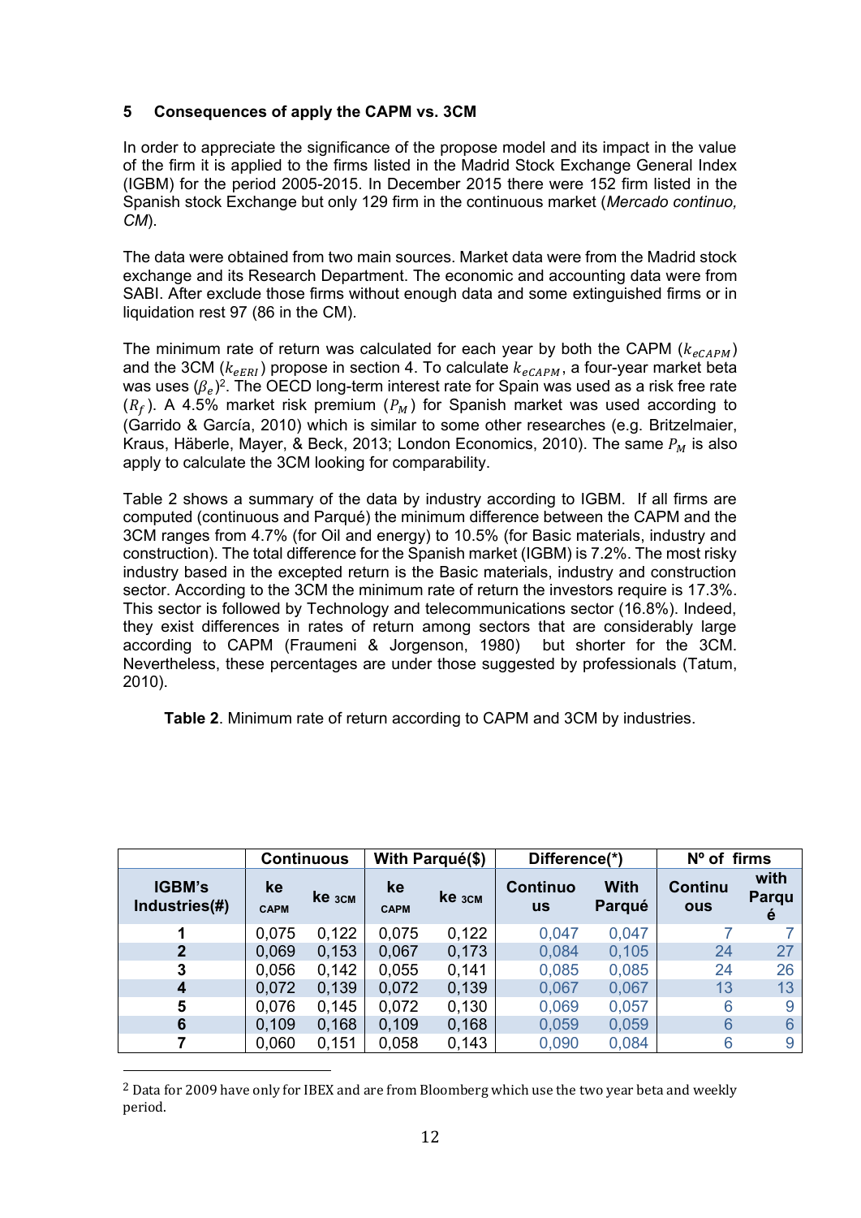## 5 Consequences of apply the CAPM vs. 3CM

In order to appreciate the significance of the propose model and its impact in the value of the firm it is applied to the firms listed in the Madrid Stock Exchange General Index (IGBM) for the period 2005-2015. In December 2015 there were 152 firm listed in the Spanish stock Exchange but only 129 firm in the continuous market (*Mercado continuo, CM*).

The data were obtained from two main sources. Market data were from the Madrid stock exchange and its Research Department. The economic and accounting data were from SABI. After exclude those firms without enough data and some extinguished firms or in liquidation rest 97 (86 in the CM).

The minimum rate of return was calculated for each year by both the CAPM ($k_{eCAPM}$) and the 3CM ($k_{eERI}$) propose in section 4. To calculate $k_{eCAPM}$, a four-year market beta was uses ($\beta_e$)[2]. The OECD long-term interest rate for Spain was used as a risk free rate ($R_f$). A 4.5% market risk premium ($P_M$) for Spanish market was used according to (Garrido & García, 2010) which is similar to some other researches (e.g. Britzelmaier, Kraus, Häberle, Mayer, & Beck, 2013; London Economics, 2010). The same $P_M$ is also apply to calculate the 3CM looking for comparability.

Table 2 shows a summary of the data by industry according to IGBM. If all firms are computed (continuous and Parqué) the minimum difference between the CAPM and the 3CM ranges from 4.7% (for Oil and energy) to 10.5% (for Basic materials, industry and construction). The total difference for the Spanish market (IGBM) is 7.2%. The most risky industry based in the excepted return is the Basic materials, industry and construction sector. According to the 3CM the minimum rate of return the investors require is 17.3%. This sector is followed by Technology and telecommunications sector (16.8%). Indeed, they exist differences in rates of return among sectors that are considerably large according to CAPM (Fraumeni & Jorgenson, 1980) but shorter for the 3CM. Nevertheless, these percentages are under those suggested by professionals (Tatum, 2010).

**Table 2**. Minimum rate of return according to CAPM and 3CM by industries.

| | Continuous | | With Parqué($) | | Difference(*) | | Nº of firms | |
|---|---|---|---|---|---|---|---|---|
| IGBM's Industries(#) | ke CAPM | ke 3CM | ke CAPM | ke 3CM | Continuous | With Parqué | Continuous | with Parqué |
| 1 | 0,075 | 0,122 | 0,075 | 0,122 | 0,047 | 0,047 | 7 | 7 |
| 2 | 0,069 | 0,153 | 0,067 | 0,173 | 0,084 | 0,105 | 24 | 27 |
| 3 | 0,056 | 0,142 | 0,055 | 0,141 | 0,085 | 0,085 | 24 | 26 |
| 4 | 0,072 | 0,139 | 0,072 | 0,139 | 0,067 | 0,067 | 13 | 13 |
| 5 | 0,076 | 0,145 | 0,072 | 0,130 | 0,069 | 0,057 | 6 | 9 |
| 6 | 0,109 | 0,168 | 0,109 | 0,168 | 0,059 | 0,059 | 6 | 6 |
| 7 | 0,060 | 0,151 | 0,058 | 0,143 | 0,090 | 0,084 | 6 | 9 |

[2] Data for 2009 have only for IBEX and are from Bloomberg which use the two year beta and weekly period.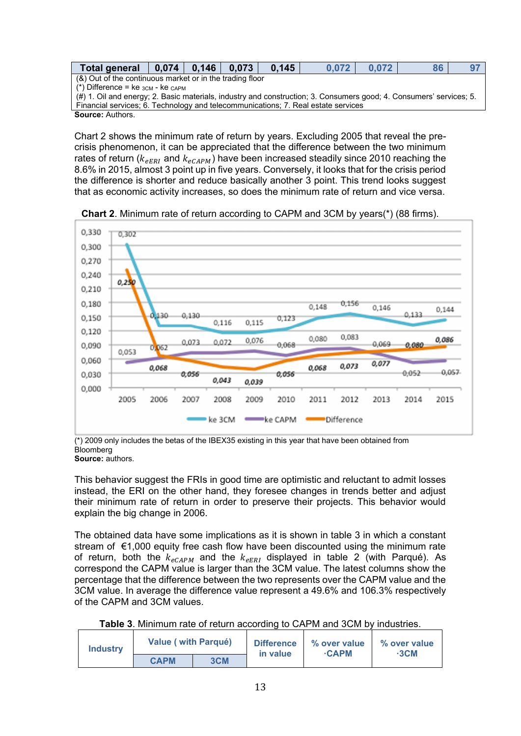| Total general | 0,074 | 0,146 | 0,073 | 0,145 | 0,072 | 0,072 | 86 | 97 |
|---|---|---|---|---|---|---|---|---|

(&) Out of the continuous market or in the trading floor
(*) Difference = ke $_{3CM}$ - ke $_{CAPM}$
(#) 1. Oil and energy; 2. Basic materials, industry and construction; 3. Consumers good; 4. Consumers' services; 5. Financial services; 6. Technology and telecommunications; 7. Real estate services

**Source:** Authors.

Chart 2 shows the minimum rate of return by years. Excluding 2005 that reveal the pre-crisis phenomenon, it can be appreciated that the difference between the two minimum rates of return ($k_{eERI}$ and $k_{eCAPM}$) have been increased steadily since 2010 reaching the 8.6% in 2015, almost 3 point up in five years. Conversely, it looks that for the crisis period the difference is shorter and reduce basically another 3 point. This trend looks suggest that as economic activity increases, so does the minimum rate of return and vice versa.

**Chart 2**. Minimum rate of return according to CAPM and 3CM by years(*) (88 firms).

| Year | ke 3CM | ke CAPM | Difference |
|---|---|---|---|
| 2005 | 0,302 | 0,053 | 0,250 |
| 2006 | 0,130 | 0,062 | 0,068 |
| 2007 | 0,130 | 0,073 | 0,056 |
| 2008 | 0,116 | 0,072 | 0,043 |
| 2009 | 0,115 | 0,076 | 0,039 |
| 2010 | 0,123 | 0,068 | 0,056 |
| 2011 | 0,148 | 0,080 | 0,068 |
| 2012 | 0,156 | 0,083 | 0,073 |
| 2013 | 0,146 | 0,069 | 0,077 |
| 2014 | 0,133 | 0,052 | 0,080 |
| 2015 | 0,144 | 0,057 | 0,086 |

(*) 2009 only includes the betas of the IBEX35 existing in this year that have been obtained from Bloomberg

**Source:** authors.

This behavior suggest the FRIs in good time are optimistic and reluctant to admit losses instead, the ERI on the other hand, they foresee changes in trends better and adjust their minimum rate of return in order to preserve their projects. This behavior would explain the big change in 2006.

The obtained data have some implications as it is shown in table 3 in which a constant stream of €1,000 equity free cash flow have been discounted using the minimum rate of return, both the $k_{eCAPM}$ and the $k_{eERI}$ displayed in table 2 (with Parqué). As correspond the CAPM value is larger than the 3CM value. The latest columns show the percentage that the difference between the two represents over the CAPM value and the 3CM value. In average the difference value represent a 49.6% and 106.3% respectively of the CAPM and 3CM values.

**Table 3**. Minimum rate of return according to CAPM and 3CM by industries.

| Industry | Value ( with Parqué) | | Difference in value | % over value ·CAPM | % over value ·3CM |
|---|---|---|---|---|---|
| | CAPM | 3CM | | | |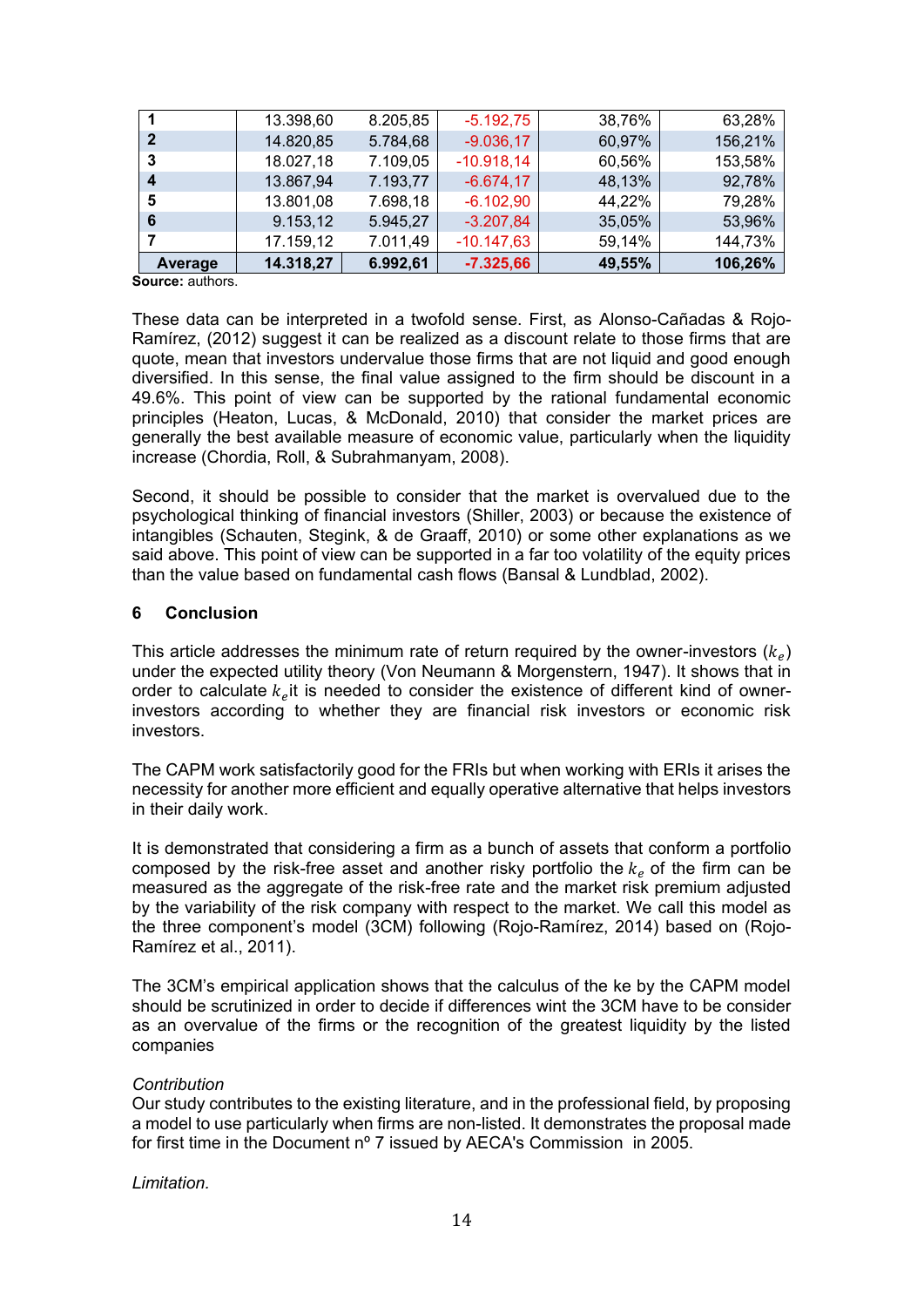| | | | | | |
|---|---|---|---|---|---|
| **1** | 13.398,60 | 8.205,85 | -5.192,75 | 38,76% | 63,28% |
| **2** | 14.820,85 | 5.784,68 | -9.036,17 | 60,97% | 156,21% |
| **3** | 18.027,18 | 7.109,05 | -10.918,14 | 60,56% | 153,58% |
| **4** | 13.867,94 | 7.193,77 | -6.674,17 | 48,13% | 92,78% |
| **5** | 13.801,08 | 7.698,18 | -6.102,90 | 44,22% | 79,28% |
| **6** | 9.153,12 | 5.945,27 | -3.207,84 | 35,05% | 53,96% |
| **7** | 17.159,12 | 7.011,49 | -10.147,63 | 59,14% | 144,73% |
| **Average** | **14.318,27** | **6.992,61** | **-7.325,66** | **49,55%** | **106,26%** |

**Source:** authors.

These data can be interpreted in a twofold sense. First, as Alonso-Cañadas & Rojo-Ramírez, (2012) suggest it can be realized as a discount relate to those firms that are quote, mean that investors undervalue those firms that are not liquid and good enough diversified. In this sense, the final value assigned to the firm should be discount in a 49.6%. This point of view can be supported by the rational fundamental economic principles (Heaton, Lucas, & McDonald, 2010) that consider the market prices are generally the best available measure of economic value, particularly when the liquidity increase (Chordia, Roll, & Subrahmanyam, 2008).

Second, it should be possible to consider that the market is overvalued due to the psychological thinking of financial investors (Shiller, 2003) or because the existence of intangibles (Schauten, Stegink, & de Graaff, 2010) or some other explanations as we said above. This point of view can be supported in a far too volatility of the equity prices than the value based on fundamental cash flows (Bansal & Lundblad, 2002).

## 6 Conclusion

This article addresses the minimum rate of return required by the owner-investors ($k_e$) under the expected utility theory (Von Neumann & Morgenstern, 1947). It shows that in order to calculate $k_e$it is needed to consider the existence of different kind of owner-investors according to whether they are financial risk investors or economic risk investors.

The CAPM work satisfactorily good for the FRIs but when working with ERIs it arises the necessity for another more efficient and equally operative alternative that helps investors in their daily work.

It is demonstrated that considering a firm as a bunch of assets that conform a portfolio composed by the risk-free asset and another risky portfolio the $k_e$ of the firm can be measured as the aggregate of the risk-free rate and the market risk premium adjusted by the variability of the risk company with respect to the market. We call this model as the three component's model (3CM) following (Rojo-Ramírez, 2014) based on (Rojo-Ramírez et al., 2011).

The 3CM's empirical application shows that the calculus of the ke by the CAPM model should be scrutinized in order to decide if differences wint the 3CM have to be consider as an overvalue of the firms or the recognition of the greatest liquidity by the listed companies

*Contribution*
Our study contributes to the existing literature, and in the professional field, by proposing a model to use particularly when firms are non-listed. It demonstrates the proposal made for first time in the Document nº 7 issued by AECA's Commission in 2005.

*Limitation.*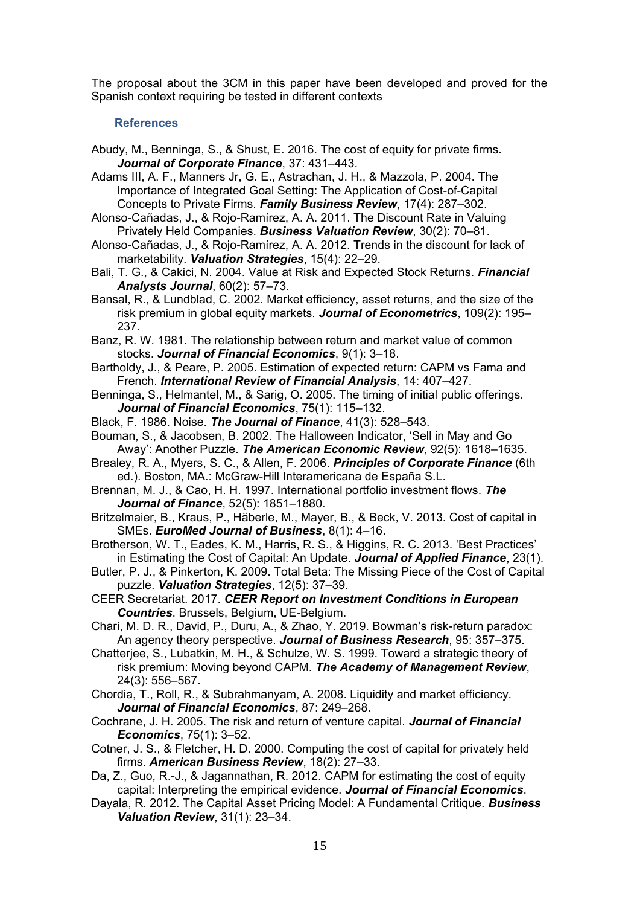The proposal about the 3CM in this paper have been developed and proved for the Spanish context requiring be tested in different contexts

## References

Abudy, M., Benninga, S., & Shust, E. 2016. The cost of equity for private firms. ***Journal of Corporate Finance***, 37: 431–443.

Adams III, A. F., Manners Jr, G. E., Astrachan, J. H., & Mazzola, P. 2004. The Importance of Integrated Goal Setting: The Application of Cost-of-Capital Concepts to Private Firms. ***Family Business Review***, 17(4): 287–302.

Alonso-Cañadas, J., & Rojo-Ramírez, A. A. 2011. The Discount Rate in Valuing Privately Held Companies. ***Business Valuation Review***, 30(2): 70–81.

Alonso-Cañadas, J., & Rojo-Ramírez, A. A. 2012. Trends in the discount for lack of marketability. ***Valuation Strategies***, 15(4): 22–29.

Bali, T. G., & Cakici, N. 2004. Value at Risk and Expected Stock Returns. ***Financial Analysts Journal***, 60(2): 57–73.

Bansal, R., & Lundblad, C. 2002. Market efficiency, asset returns, and the size of the risk premium in global equity markets. ***Journal of Econometrics***, 109(2): 195–237.

Banz, R. W. 1981. The relationship between return and market value of common stocks. ***Journal of Financial Economics***, 9(1): 3–18.

Bartholdy, J., & Peare, P. 2005. Estimation of expected return: CAPM vs Fama and French. ***International Review of Financial Analysis***, 14: 407–427.

Benninga, S., Helmantel, M., & Sarig, O. 2005. The timing of initial public offerings. ***Journal of Financial Economics***, 75(1): 115–132.

Black, F. 1986. Noise. ***The Journal of Finance***, 41(3): 528–543.

Bouman, S., & Jacobsen, B. 2002. The Halloween Indicator, 'Sell in May and Go Away': Another Puzzle. ***The American Economic Review***, 92(5): 1618–1635.

Brealey, R. A., Myers, S. C., & Allen, F. 2006. ***Principles of Corporate Finance*** (6th ed.). Boston, MA.: McGraw-Hill Interamericana de España S.L.

Brennan, M. J., & Cao, H. H. 1997. International portfolio investment flows. ***The Journal of Finance***, 52(5): 1851–1880.

Britzelmaier, B., Kraus, P., Häberle, M., Mayer, B., & Beck, V. 2013. Cost of capital in SMEs. ***EuroMed Journal of Business***, 8(1): 4–16.

Brotherson, W. T., Eades, K. M., Harris, R. S., & Higgins, R. C. 2013. 'Best Practices' in Estimating the Cost of Capital: An Update. ***Journal of Applied Finance***, 23(1).

Butler, P. J., & Pinkerton, K. 2009. Total Beta: The Missing Piece of the Cost of Capital puzzle. ***Valuation Strategies***, 12(5): 37–39.

CEER Secretariat. 2017. ***CEER Report on Investment Conditions in European Countries***. Brussels, Belgium, UE-Belgium.

Chari, M. D. R., David, P., Duru, A., & Zhao, Y. 2019. Bowman's risk-return paradox: An agency theory perspective. ***Journal of Business Research***, 95: 357–375.

Chatterjee, S., Lubatkin, M. H., & Schulze, W. S. 1999. Toward a strategic theory of risk premium: Moving beyond CAPM. ***The Academy of Management Review***, 24(3): 556–567.

Chordia, T., Roll, R., & Subrahmanyam, A. 2008. Liquidity and market efficiency. ***Journal of Financial Economics***, 87: 249–268.

Cochrane, J. H. 2005. The risk and return of venture capital. ***Journal of Financial Economics***, 75(1): 3–52.

Cotner, J. S., & Fletcher, H. D. 2000. Computing the cost of capital for privately held firms. ***American Business Review***, 18(2): 27–33.

Da, Z., Guo, R.-J., & Jagannathan, R. 2012. CAPM for estimating the cost of equity capital: Interpreting the empirical evidence. ***Journal of Financial Economics***.

Dayala, R. 2012. The Capital Asset Pricing Model: A Fundamental Critique. ***Business Valuation Review***, 31(1): 23–34.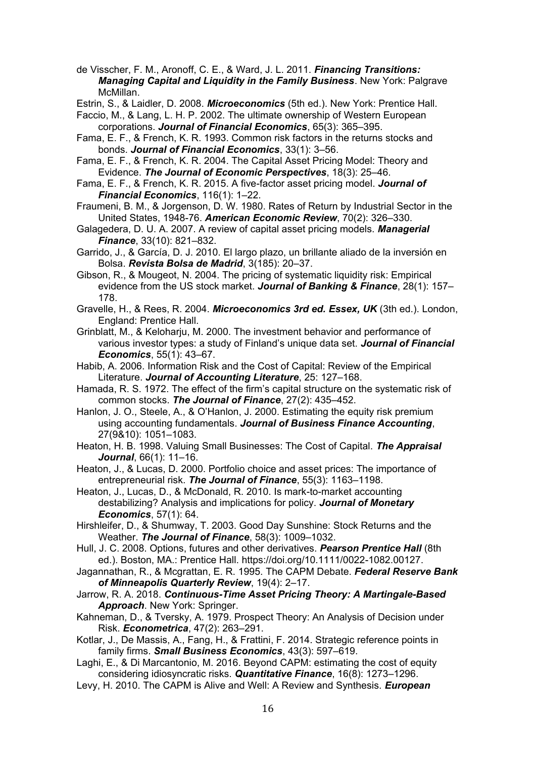de Visscher, F. M., Aronoff, C. E., & Ward, J. L. 2011. ***Financing Transitions: Managing Capital and Liquidity in the Family Business***. New York: Palgrave McMillan.

Estrin, S., & Laidler, D. 2008. ***Microeconomics*** (5th ed.). New York: Prentice Hall.

Faccio, M., & Lang, L. H. P. 2002. The ultimate ownership of Western European corporations. ***Journal of Financial Economics***, 65(3): 365–395.

Fama, E. F., & French, K. R. 1993. Common risk factors in the returns stocks and bonds. ***Journal of Financial Economics***, 33(1): 3–56.

Fama, E. F., & French, K. R. 2004. The Capital Asset Pricing Model: Theory and Evidence. ***The Journal of Economic Perspectives***, 18(3): 25–46.

Fama, E. F., & French, K. R. 2015. A five-factor asset pricing model. ***Journal of Financial Economics***, 116(1): 1–22.

Fraumeni, B. M., & Jorgenson, D. W. 1980. Rates of Return by Industrial Sector in the United States, 1948-76. ***American Economic Review***, 70(2): 326–330.

Galagedera, D. U. A. 2007. A review of capital asset pricing models. ***Managerial Finance***, 33(10): 821–832.

Garrido, J., & García, D. J. 2010. El largo plazo, un brillante aliado de la inversión en Bolsa. ***Revista Bolsa de Madrid***, 3(185): 20–37.

Gibson, R., & Mougeot, N. 2004. The pricing of systematic liquidity risk: Empirical evidence from the US stock market. ***Journal of Banking & Finance***, 28(1): 157–178.

Gravelle, H., & Rees, R. 2004. ***Microeconomics 3rd ed. Essex, UK*** (3th ed.). London, England: Prentice Hall.

Grinblatt, M., & Keloharju, M. 2000. The investment behavior and performance of various investor types: a study of Finland's unique data set. ***Journal of Financial Economics***, 55(1): 43–67.

Habib, A. 2006. Information Risk and the Cost of Capital: Review of the Empirical Literature. ***Journal of Accounting Literature***, 25: 127–168.

Hamada, R. S. 1972. The effect of the firm's capital structure on the systematic risk of common stocks. ***The Journal of Finance***, 27(2): 435–452.

Hanlon, J. O., Steele, A., & O'Hanlon, J. 2000. Estimating the equity risk premium using accounting fundamentals. ***Journal of Business Finance Accounting***, 27(9&10): 1051–1083.

Heaton, H. B. 1998. Valuing Small Businesses: The Cost of Capital. ***The Appraisal Journal***, 66(1): 11–16.

Heaton, J., & Lucas, D. 2000. Portfolio choice and asset prices: The importance of entrepreneurial risk. ***The Journal of Finance***, 55(3): 1163–1198.

Heaton, J., Lucas, D., & McDonald, R. 2010. Is mark-to-market accounting destabilizing? Analysis and implications for policy. ***Journal of Monetary Economics***, 57(1): 64.

Hirshleifer, D., & Shumway, T. 2003. Good Day Sunshine: Stock Returns and the Weather. ***The Journal of Finance***, 58(3): 1009–1032.

Hull, J. C. 2008. Options, futures and other derivatives. ***Pearson Prentice Hall*** (8th ed.). Boston, MA.: Prentice Hall. https://doi.org/10.1111/0022-1082.00127.

Jagannathan, R., & Mcgrattan, E. R. 1995. The CAPM Debate. ***Federal Reserve Bank of Minneapolis Quarterly Review***, 19(4): 2–17.

Jarrow, R. A. 2018. ***Continuous-Time Asset Pricing Theory: A Martingale-Based Approach***. New York: Springer.

Kahneman, D., & Tversky, A. 1979. Prospect Theory: An Analysis of Decision under Risk. ***Econometrica***, 47(2): 263–291.

Kotlar, J., De Massis, A., Fang, H., & Frattini, F. 2014. Strategic reference points in family firms. ***Small Business Economics***, 43(3): 597–619.

Laghi, E., & Di Marcantonio, M. 2016. Beyond CAPM: estimating the cost of equity considering idiosyncratic risks. ***Quantitative Finance***, 16(8): 1273–1296.

Levy, H. 2010. The CAPM is Alive and Well: A Review and Synthesis. ***European***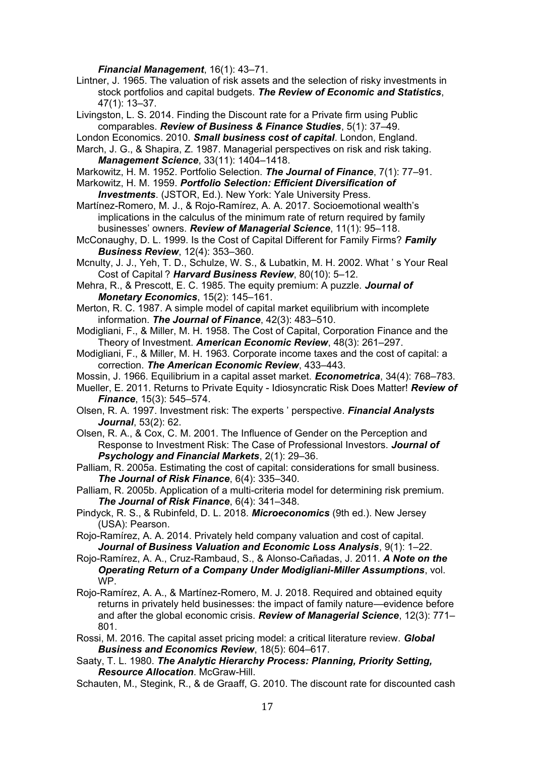***Financial Management***, 16(1): 43–71.

Lintner, J. 1965. The valuation of risk assets and the selection of risky investments in stock portfolios and capital budgets. ***The Review of Economic and Statistics***, 47(1): 13–37.

Livingston, L. S. 2014. Finding the Discount rate for a Private firm using Public comparables. ***Review of Business & Finance Studies***, 5(1): 37–49.

London Economics. 2010. ***Small business cost of capital***. London, England.

March, J. G., & Shapira, Z. 1987. Managerial perspectives on risk and risk taking. ***Management Science***, 33(11): 1404–1418.

Markowitz, H. M. 1952. Portfolio Selection. ***The Journal of Finance***, 7(1): 77–91.

Markowitz, H. M. 1959. ***Portfolio Selection: Efficient Diversification of Investments***. (JSTOR, Ed.). New York: Yale University Press.

Martínez-Romero, M. J., & Rojo-Ramírez, A. A. 2017. Socioemotional wealth's implications in the calculus of the minimum rate of return required by family businesses' owners. ***Review of Managerial Science***, 11(1): 95–118.

McConaughy, D. L. 1999. Is the Cost of Capital Different for Family Firms? ***Family Business Review***, 12(4): 353–360.

Mcnulty, J. J., Yeh, T. D., Schulze, W. S., & Lubatkin, M. H. 2002. What ' s Your Real Cost of Capital ? ***Harvard Business Review***, 80(10): 5–12.

Mehra, R., & Prescott, E. C. 1985. The equity premium: A puzzle. ***Journal of Monetary Economics***, 15(2): 145–161.

Merton, R. C. 1987. A simple model of capital market equilibrium with incomplete information. ***The Journal of Finance***, 42(3): 483–510.

Modigliani, F., & Miller, M. H. 1958. The Cost of Capital, Corporation Finance and the Theory of Investment. ***American Economic Review***, 48(3): 261–297.

Modigliani, F., & Miller, M. H. 1963. Corporate income taxes and the cost of capital: a correction. ***The American Economic Review***, 433–443.

Mossin, J. 1966. Equilibrium in a capital asset market. ***Econometrica***, 34(4): 768–783.

Mueller, E. 2011. Returns to Private Equity - Idiosyncratic Risk Does Matter! ***Review of Finance***, 15(3): 545–574.

Olsen, R. A. 1997. Investment risk: The experts ' perspective. ***Financial Analysts Journal***, 53(2): 62.

Olsen, R. A., & Cox, C. M. 2001. The Influence of Gender on the Perception and Response to Investment Risk: The Case of Professional Investors. ***Journal of Psychology and Financial Markets***, 2(1): 29–36.

Palliam, R. 2005a. Estimating the cost of capital: considerations for small business. ***The Journal of Risk Finance***, 6(4): 335–340.

Palliam, R. 2005b. Application of a multi-criteria model for determining risk premium. ***The Journal of Risk Finance***, 6(4): 341–348.

Pindyck, R. S., & Rubinfeld, D. L. 2018. ***Microeconomics*** (9th ed.). New Jersey (USA): Pearson.

Rojo-Ramírez, A. A. 2014. Privately held company valuation and cost of capital. ***Journal of Business Valuation and Economic Loss Analysis***, 9(1): 1–22.

Rojo-Ramírez, A. A., Cruz-Rambaud, S., & Alonso-Cañadas, J. 2011. ***A Note on the Operating Return of a Company Under Modigliani-Miller Assumptions***, vol. WP.

Rojo-Ramírez, A. A., & Martínez-Romero, M. J. 2018. Required and obtained equity returns in privately held businesses: the impact of family nature—evidence before and after the global economic crisis. ***Review of Managerial Science***, 12(3): 771–801.

Rossi, M. 2016. The capital asset pricing model: a critical literature review. ***Global Business and Economics Review***, 18(5): 604–617.

Saaty, T. L. 1980. ***The Analytic Hierarchy Process: Planning, Priority Setting, Resource Allocation***. McGraw-Hill.

Schauten, M., Stegink, R., & de Graaff, G. 2010. The discount rate for discounted cash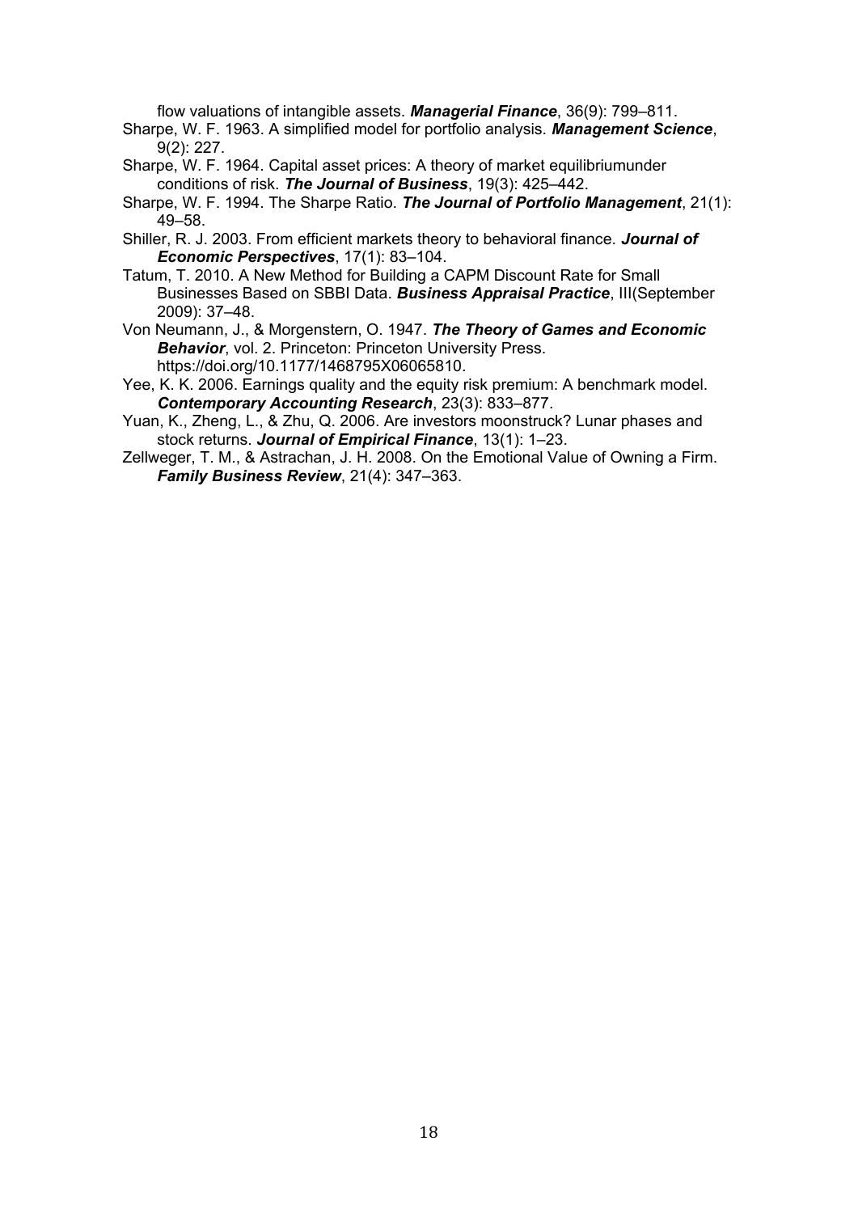flow valuations of intangible assets. ***Managerial Finance***, 36(9): 799–811.

Sharpe, W. F. 1963. A simplified model for portfolio analysis. ***Management Science***, 9(2): 227.

Sharpe, W. F. 1964. Capital asset prices: A theory of market equilibriumunder conditions of risk. ***The Journal of Business***, 19(3): 425–442.

Sharpe, W. F. 1994. The Sharpe Ratio. ***The Journal of Portfolio Management***, 21(1): 49–58.

Shiller, R. J. 2003. From efficient markets theory to behavioral finance. ***Journal of Economic Perspectives***, 17(1): 83–104.

Tatum, T. 2010. A New Method for Building a CAPM Discount Rate for Small Businesses Based on SBBI Data. ***Business Appraisal Practice***, III(September 2009): 37–48.

Von Neumann, J., & Morgenstern, O. 1947. ***The Theory of Games and Economic Behavior***, vol. 2. Princeton: Princeton University Press. https://doi.org/10.1177/1468795X06065810.

Yee, K. K. 2006. Earnings quality and the equity risk premium: A benchmark model. ***Contemporary Accounting Research***, 23(3): 833–877.

Yuan, K., Zheng, L., & Zhu, Q. 2006. Are investors moonstruck? Lunar phases and stock returns. ***Journal of Empirical Finance***, 13(1): 1–23.

Zellweger, T. M., & Astrachan, J. H. 2008. On the Emotional Value of Owning a Firm. ***Family Business Review***, 21(4): 347–363.